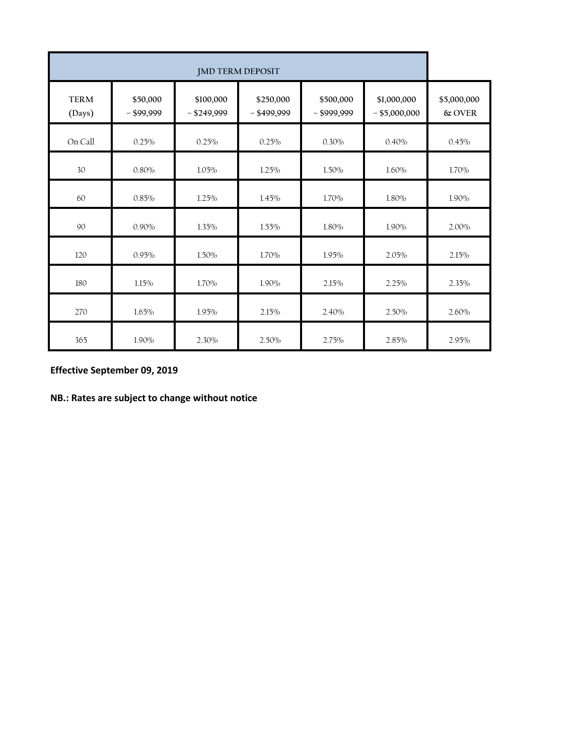| JMD TERM DEPOSIT | | | | | | |
|---|---|---|---|---|---|---|
| TERM (Days) | $50,000 – $99,999 | $100,000 – $249,999 | $250,000 – $499,999 | $500,000 – $999,999 | $1,000,000 – $5,000,000 | $5,000,000 & OVER |
| On Call | 0.25% | 0.25% | 0.25% | 0.30% | 0.40% | 0.45% |
| 30 | 0.80% | 1.05% | 1.25% | 1.50% | 1.60% | 1.70% |
| 60 | 0.85% | 1.25% | 1.45% | 1.70% | 1.80% | 1.90% |
| 90 | 0.90% | 1.35% | 1.55% | 1.80% | 1.90% | 2.00% |
| 120 | 0.95% | 1.50% | 1.70% | 1.95% | 2.05% | 2.15% |
| 180 | 1.15% | 1.70% | 1.90% | 2.15% | 2.25% | 2.35% |
| 270 | 1.65% | 1.95% | 2.15% | 2.40% | 2.50% | 2.60% |
| 365 | 1.90% | 2.30% | 2.50% | 2.75% | 2.85% | 2.95% |

**Effective September 09, 2019**

**NB.: Rates are subject to change without notice**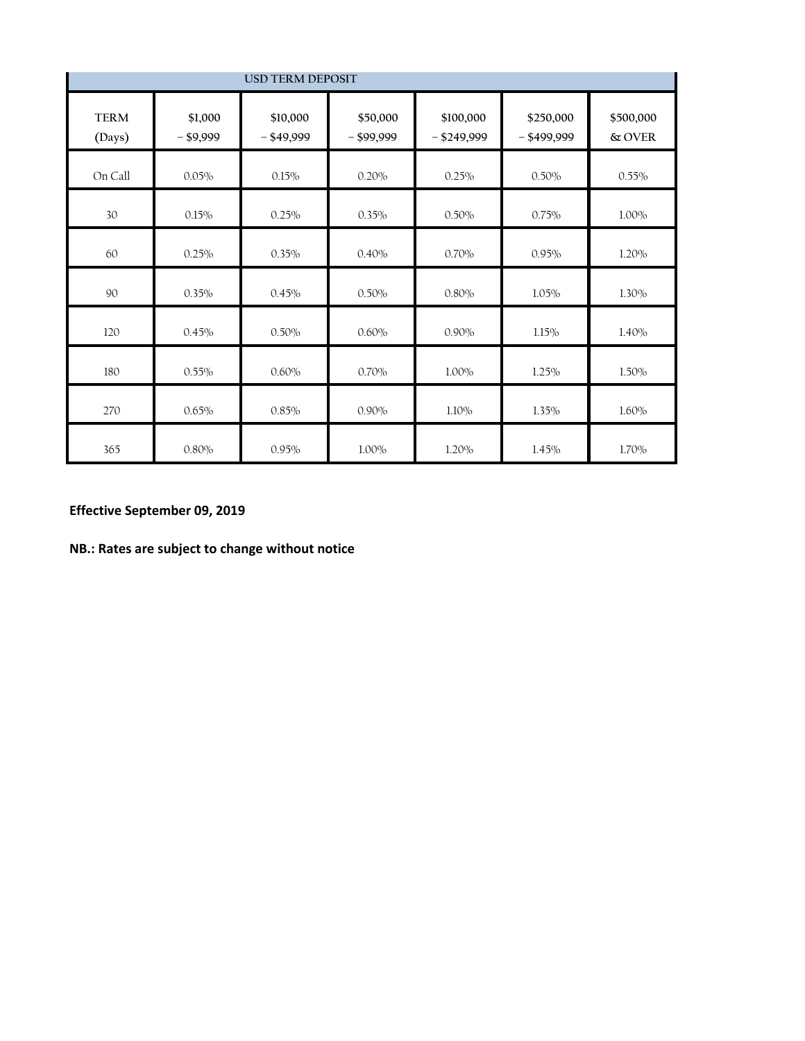| USD TERM DEPOSIT | | | | | | |
|---|---|---|---|---|---|---|
| TERM (Days) | $1,000 – $9,999 | $10,000 – $49,999 | $50,000 – $99,999 | $100,000 – $249,999 | $250,000 – $499,999 | $500,000 & OVER |
| On Call | 0.05% | 0.15% | 0.20% | 0.25% | 0.50% | 0.55% |
| 30 | 0.15% | 0.25% | 0.35% | 0.50% | 0.75% | 1.00% |
| 60 | 0.25% | 0.35% | 0.40% | 0.70% | 0.95% | 1.20% |
| 90 | 0.35% | 0.45% | 0.50% | 0.80% | 1.05% | 1.30% |
| 120 | 0.45% | 0.50% | 0.60% | 0.90% | 1.15% | 1.40% |
| 180 | 0.55% | 0.60% | 0.70% | 1.00% | 1.25% | 1.50% |
| 270 | 0.65% | 0.85% | 0.90% | 1.10% | 1.35% | 1.60% |
| 365 | 0.80% | 0.95% | 1.00% | 1.20% | 1.45% | 1.70% |

**Effective September 09, 2019**

**NB.: Rates are subject to change without notice**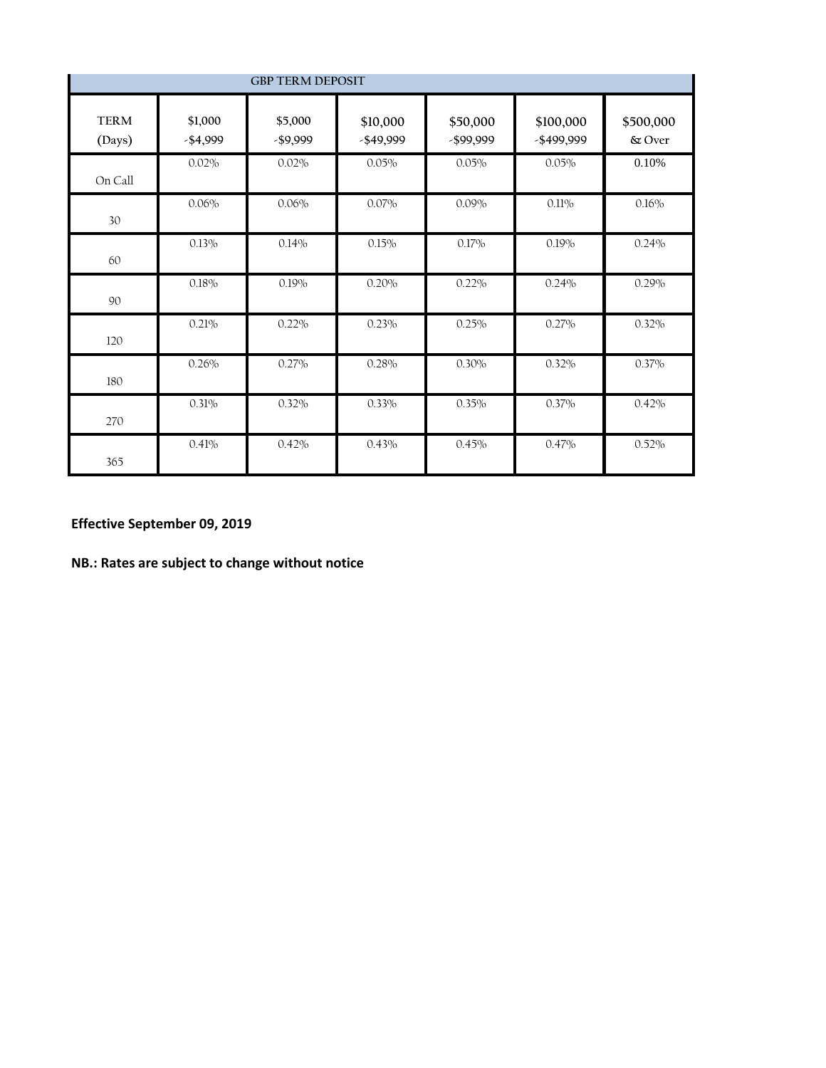| GBP TERM DEPOSIT | | | | | | |
|---|---|---|---|---|---|---|
| TERM (Days) | $1,000 -$4,999 | $5,000 -$9,999 | $10,000 -$49,999 | $50,000 -$99,999 | $100,000 -$499,999 | $500,000 & Over |
| On Call | 0.02% | 0.02% | 0.05% | 0.05% | 0.05% | 0.10% |
| 30 | 0.06% | 0.06% | 0.07% | 0.09% | 0.11% | 0.16% |
| 60 | 0.13% | 0.14% | 0.15% | 0.17% | 0.19% | 0.24% |
| 90 | 0.18% | 0.19% | 0.20% | 0.22% | 0.24% | 0.29% |
| 120 | 0.21% | 0.22% | 0.23% | 0.25% | 0.27% | 0.32% |
| 180 | 0.26% | 0.27% | 0.28% | 0.30% | 0.32% | 0.37% |
| 270 | 0.31% | 0.32% | 0.33% | 0.35% | 0.37% | 0.42% |
| 365 | 0.41% | 0.42% | 0.43% | 0.45% | 0.47% | 0.52% |

**Effective September 09, 2019**

**NB.: Rates are subject to change without notice**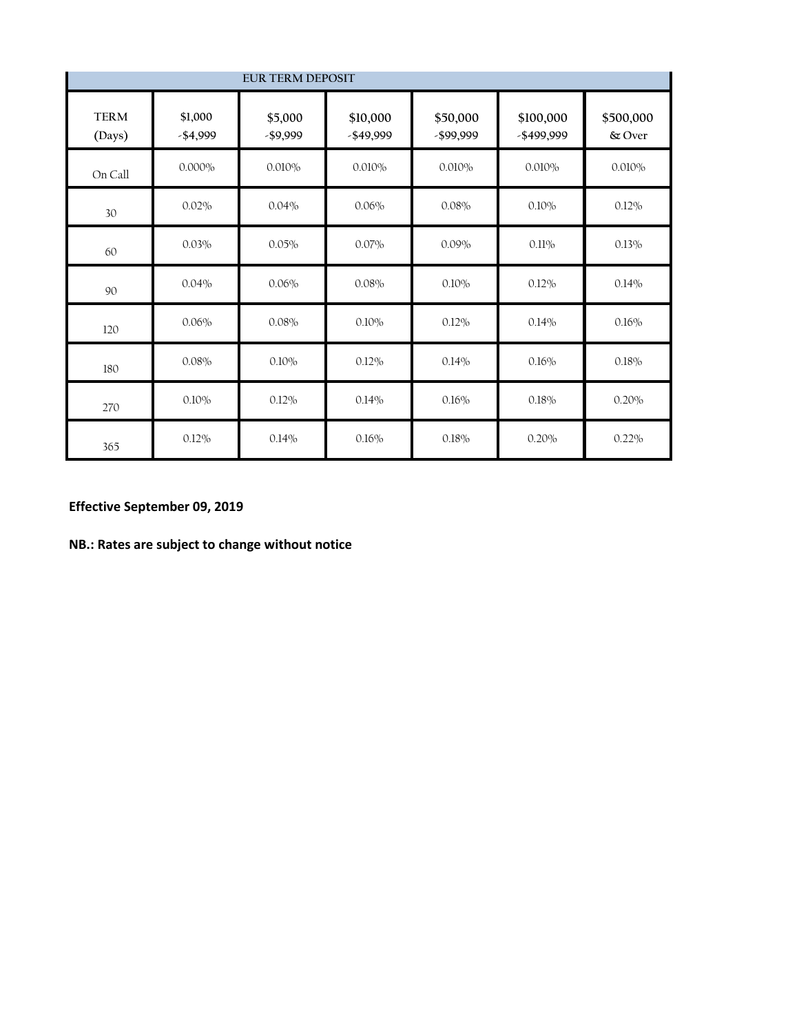| EUR TERM DEPOSIT | | | | | | |
|---|---|---|---|---|---|---|
| TERM (Days) | $1,000 -$4,999 | $5,000 -$9,999 | $10,000 -$49,999 | $50,000 -$99,999 | $100,000 -$499,999 | $500,000 & Over |
| On Call | 0.000% | 0.010% | 0.010% | 0.010% | 0.010% | 0.010% |
| 30 | 0.02% | 0.04% | 0.06% | 0.08% | 0.10% | 0.12% |
| 60 | 0.03% | 0.05% | 0.07% | 0.09% | 0.11% | 0.13% |
| 90 | 0.04% | 0.06% | 0.08% | 0.10% | 0.12% | 0.14% |
| 120 | 0.06% | 0.08% | 0.10% | 0.12% | 0.14% | 0.16% |
| 180 | 0.08% | 0.10% | 0.12% | 0.14% | 0.16% | 0.18% |
| 270 | 0.10% | 0.12% | 0.14% | 0.16% | 0.18% | 0.20% |
| 365 | 0.12% | 0.14% | 0.16% | 0.18% | 0.20% | 0.22% |

**Effective September 09, 2019**

**NB.: Rates are subject to change without notice**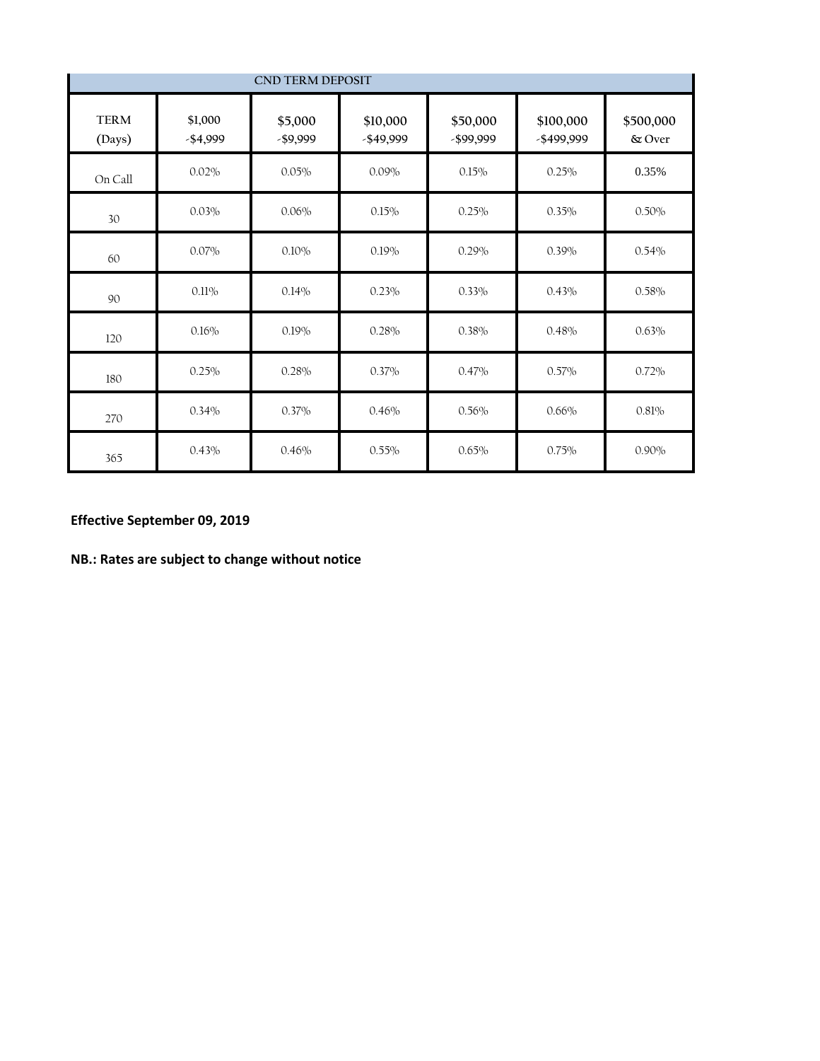| CND TERM DEPOSIT | | | | | | |
|---|---|---|---|---|---|---|
| TERM (Days) | $1,000 -$4,999 | $5,000 -$9,999 | $10,000 -$49,999 | $50,000 -$99,999 | $100,000 -$499,999 | $500,000 & Over |
| On Call | 0.02% | 0.05% | 0.09% | 0.15% | 0.25% | 0.35% |
| 30 | 0.03% | 0.06% | 0.15% | 0.25% | 0.35% | 0.50% |
| 60 | 0.07% | 0.10% | 0.19% | 0.29% | 0.39% | 0.54% |
| 90 | 0.11% | 0.14% | 0.23% | 0.33% | 0.43% | 0.58% |
| 120 | 0.16% | 0.19% | 0.28% | 0.38% | 0.48% | 0.63% |
| 180 | 0.25% | 0.28% | 0.37% | 0.47% | 0.57% | 0.72% |
| 270 | 0.34% | 0.37% | 0.46% | 0.56% | 0.66% | 0.81% |
| 365 | 0.43% | 0.46% | 0.55% | 0.65% | 0.75% | 0.90% |

**Effective September 09, 2019**

**NB.: Rates are subject to change without notice**